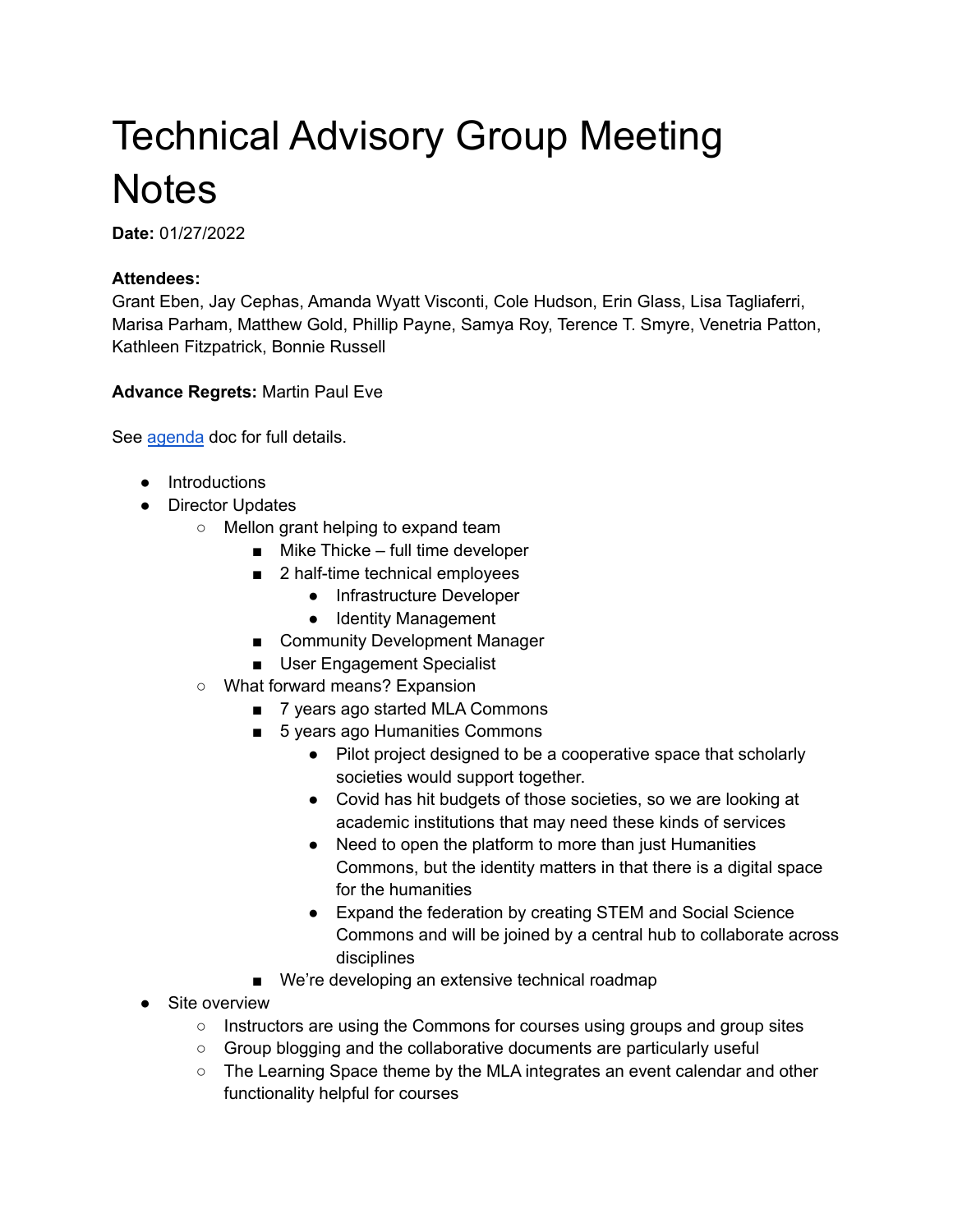# Technical Advisory Group Meeting Notes

**Date:** 01/27/2022

**Attendees:**
Grant Eben, Jay Cephas, Amanda Wyatt Visconti, Cole Hudson, Erin Glass, Lisa Tagliaferri, Marisa Parham, Matthew Gold, Phillip Payne, Samya Roy, Terence T. Smyre, Venetria Patton, Kathleen Fitzpatrick, Bonnie Russell

**Advance Regrets:** Martin Paul Eve

See [agenda](agenda) doc for full details.

- Introductions
- Director Updates
  - Mellon grant helping to expand team
    - Mike Thicke – full time developer
    - 2 half-time technical employees
      - Infrastructure Developer
      - Identity Management
    - Community Development Manager
    - User Engagement Specialist
  - What forward means? Expansion
    - 7 years ago started MLA Commons
    - 5 years ago Humanities Commons
      - Pilot project designed to be a cooperative space that scholarly societies would support together.
      - Covid has hit budgets of those societies, so we are looking at academic institutions that may need these kinds of services
      - Need to open the platform to more than just Humanities Commons, but the identity matters in that there is a digital space for the humanities
      - Expand the federation by creating STEM and Social Science Commons and will be joined by a central hub to collaborate across disciplines
    - We're developing an extensive technical roadmap
- Site overview
  - Instructors are using the Commons for courses using groups and group sites
  - Group blogging and the collaborative documents are particularly useful
  - The Learning Space theme by the MLA integrates an event calendar and other functionality helpful for courses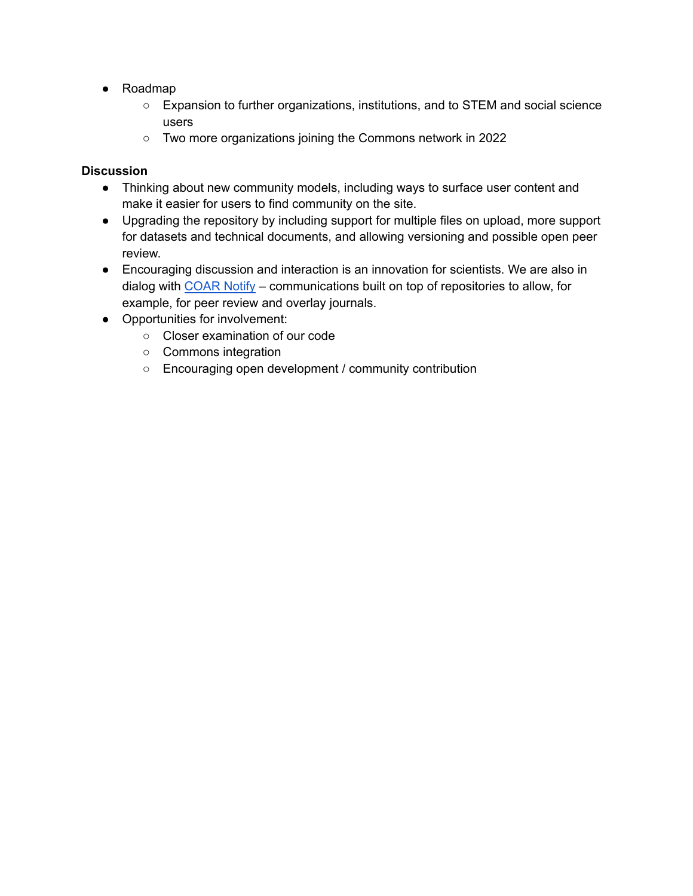- Roadmap
    - Expansion to further organizations, institutions, and to STEM and social science users
    - Two more organizations joining the Commons network in 2022

**Discussion**

- Thinking about new community models, including ways to surface user content and make it easier for users to find community on the site.
- Upgrading the repository by including support for multiple files on upload, more support for datasets and technical documents, and allowing versioning and possible open peer review.
- Encouraging discussion and interaction is an innovation for scientists. We are also in dialog with [COAR Notify]() – communications built on top of repositories to allow, for example, for peer review and overlay journals.
- Opportunities for involvement:
    - Closer examination of our code
    - Commons integration
    - Encouraging open development / community contribution